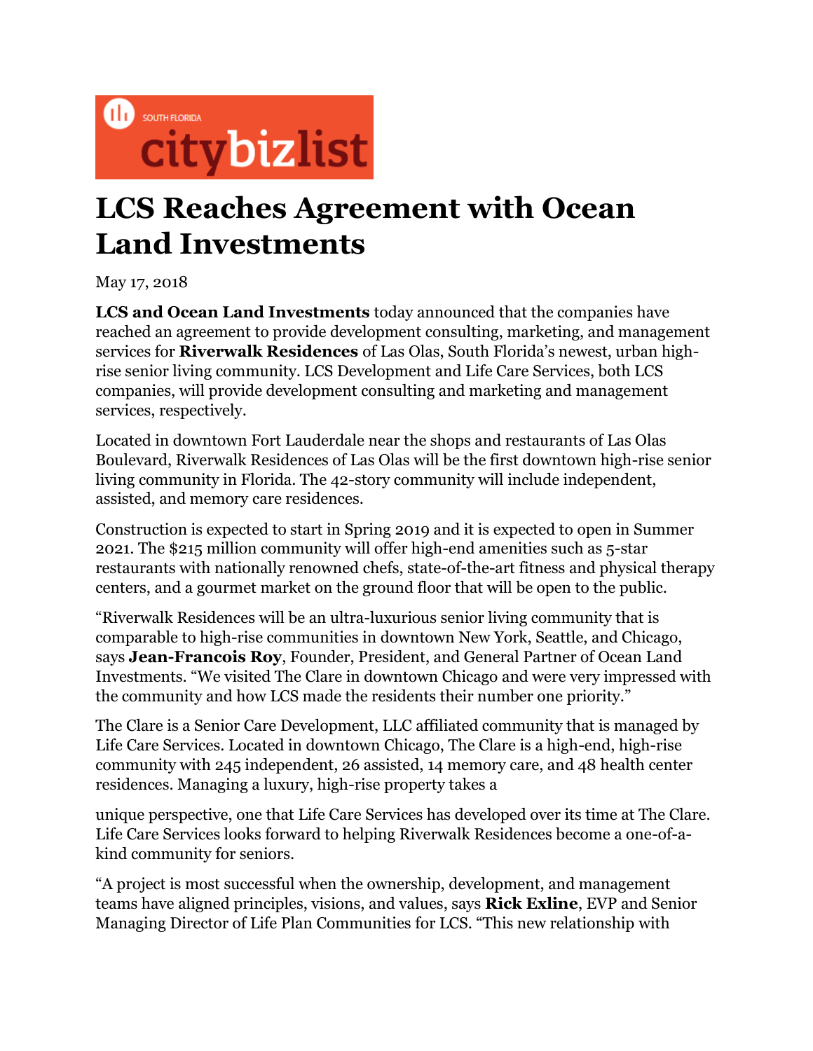SOUTH FLORIDA citybizlist

# LCS Reaches Agreement with Ocean Land Investments

May 17, 2018

**LCS and Ocean Land Investments** today announced that the companies have reached an agreement to provide development consulting, marketing, and management services for **Riverwalk Residences** of Las Olas, South Florida's newest, urban high-rise senior living community. LCS Development and Life Care Services, both LCS companies, will provide development consulting and marketing and management services, respectively.

Located in downtown Fort Lauderdale near the shops and restaurants of Las Olas Boulevard, Riverwalk Residences of Las Olas will be the first downtown high-rise senior living community in Florida. The 42-story community will include independent, assisted, and memory care residences.

Construction is expected to start in Spring 2019 and it is expected to open in Summer 2021. The $215 million community will offer high-end amenities such as 5-star restaurants with nationally renowned chefs, state-of-the-art fitness and physical therapy centers, and a gourmet market on the ground floor that will be open to the public.

"Riverwalk Residences will be an ultra-luxurious senior living community that is comparable to high-rise communities in downtown New York, Seattle, and Chicago, says **Jean-Francois Roy**, Founder, President, and General Partner of Ocean Land Investments. "We visited The Clare in downtown Chicago and were very impressed with the community and how LCS made the residents their number one priority."

The Clare is a Senior Care Development, LLC affiliated community that is managed by Life Care Services. Located in downtown Chicago, The Clare is a high-end, high-rise community with 245 independent, 26 assisted, 14 memory care, and 48 health center residences. Managing a luxury, high-rise property takes a unique perspective, one that Life Care Services has developed over its time at The Clare. Life Care Services looks forward to helping Riverwalk Residences become a one-of-a-kind community for seniors.

"A project is most successful when the ownership, development, and management teams have aligned principles, visions, and values, says **Rick Exline**, EVP and Senior Managing Director of Life Plan Communities for LCS. "This new relationship with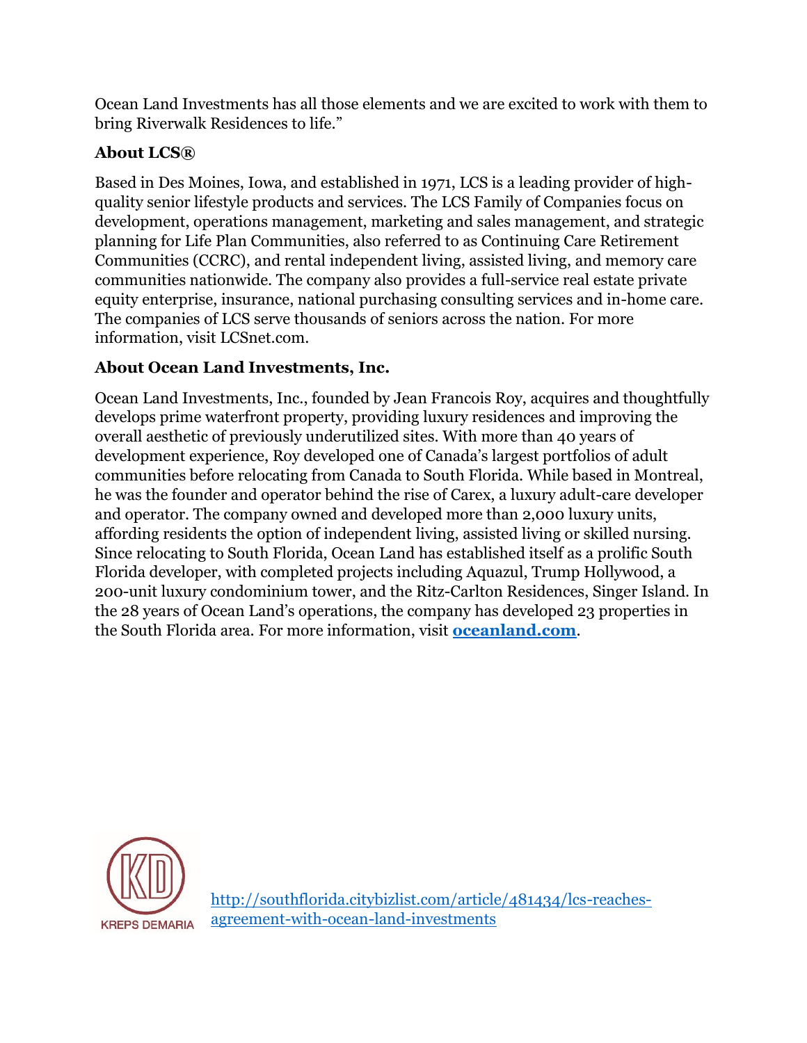Ocean Land Investments has all those elements and we are excited to work with them to bring Riverwalk Residences to life."

### About LCS®

Based in Des Moines, Iowa, and established in 1971, LCS is a leading provider of high-quality senior lifestyle products and services. The LCS Family of Companies focus on development, operations management, marketing and sales management, and strategic planning for Life Plan Communities, also referred to as Continuing Care Retirement Communities (CCRC), and rental independent living, assisted living, and memory care communities nationwide. The company also provides a full-service real estate private equity enterprise, insurance, national purchasing consulting services and in-home care. The companies of LCS serve thousands of seniors across the nation. For more information, visit LCSnet.com.

### About Ocean Land Investments, Inc.

Ocean Land Investments, Inc., founded by Jean Francois Roy, acquires and thoughtfully develops prime waterfront property, providing luxury residences and improving the overall aesthetic of previously underutilized sites. With more than 40 years of development experience, Roy developed one of Canada's largest portfolios of adult communities before relocating from Canada to South Florida. While based in Montreal, he was the founder and operator behind the rise of Carex, a luxury adult-care developer and operator. The company owned and developed more than 2,000 luxury units, affording residents the option of independent living, assisted living or skilled nursing. Since relocating to South Florida, Ocean Land has established itself as a prolific South Florida developer, with completed projects including Aquazul, Trump Hollywood, a 200-unit luxury condominium tower, and the Ritz-Carlton Residences, Singer Island. In the 28 years of Ocean Land's operations, the company has developed 23 properties in the South Florida area. For more information, visit **oceanland.com**.

KREPS DEMARIA

http://southflorida.citybizlist.com/article/481434/lcs-reaches-agreement-with-ocean-land-investments